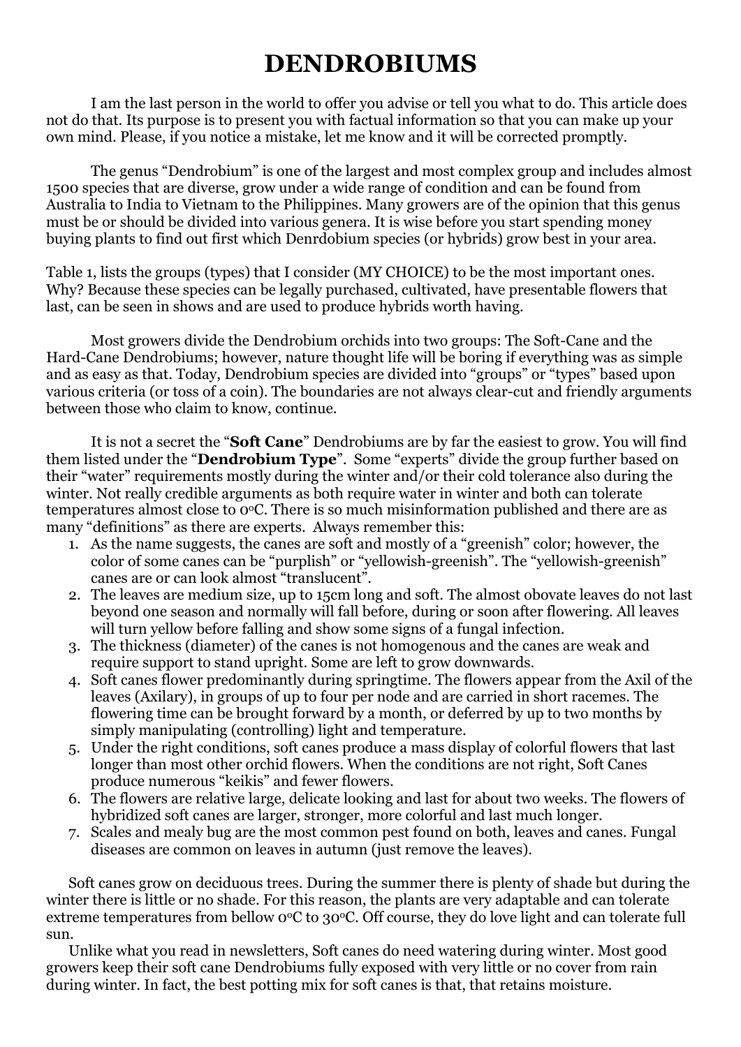# DENDROBIUMS

I am the last person in the world to offer you advise or tell you what to do. This article does not do that. Its purpose is to present you with factual information so that you can make up your own mind. Please, if you notice a mistake, let me know and it will be corrected promptly.

The genus "Dendrobium" is one of the largest and most complex group and includes almost 1500 species that are diverse, grow under a wide range of condition and can be found from Australia to India to Vietnam to the Philippines. Many growers are of the opinion that this genus must be or should be divided into various genera. It is wise before you start spending money buying plants to find out first which Denrdobium species (or hybrids) grow best in your area.

Table 1, lists the groups (types) that I consider (MY CHOICE) to be the most important ones. Why? Because these species can be legally purchased, cultivated, have presentable flowers that last, can be seen in shows and are used to produce hybrids worth having.

Most growers divide the Dendrobium orchids into two groups: The Soft-Cane and the Hard-Cane Dendrobiums; however, nature thought life will be boring if everything was as simple and as easy as that. Today, Dendrobium species are divided into "groups" or "types" based upon various criteria (or toss of a coin). The boundaries are not always clear-cut and friendly arguments between those who claim to know, continue.

It is not a secret the "**Soft Cane**" Dendrobiums are by far the easiest to grow. You will find them listed under the "**Dendrobium Type**". Some "experts" divide the group further based on their "water" requirements mostly during the winter and/or their cold tolerance also during the winter. Not really credible arguments as both require water in winter and both can tolerate temperatures almost close to 0°C. There is so much misinformation published and there are as many "definitions" as there are experts. Always remember this:

1. As the name suggests, the canes are soft and mostly of a "greenish" color; however, the color of some canes can be "purplish" or "yellowish-greenish". The "yellowish-greenish" canes are or can look almost "translucent".
2. The leaves are medium size, up to 15cm long and soft. The almost obovate leaves do not last beyond one season and normally will fall before, during or soon after flowering. All leaves will turn yellow before falling and show some signs of a fungal infection.
3. The thickness (diameter) of the canes is not homogenous and the canes are weak and require support to stand upright. Some are left to grow downwards.
4. Soft canes flower predominantly during springtime. The flowers appear from the Axil of the leaves (Axilary), in groups of up to four per node and are carried in short racemes. The flowering time can be brought forward by a month, or deferred by up to two months by simply manipulating (controlling) light and temperature.
5. Under the right conditions, soft canes produce a mass display of colorful flowers that last longer than most other orchid flowers. When the conditions are not right, Soft Canes produce numerous "keikis" and fewer flowers.
6. The flowers are relative large, delicate looking and last for about two weeks. The flowers of hybridized soft canes are larger, stronger, more colorful and last much longer.
7. Scales and mealy bug are the most common pest found on both, leaves and canes. Fungal diseases are common on leaves in autumn (just remove the leaves).

Soft canes grow on deciduous trees. During the summer there is plenty of shade but during the winter there is little or no shade. For this reason, the plants are very adaptable and can tolerate extreme temperatures from bellow 0°C to 30°C. Off course, they do love light and can tolerate full sun.

Unlike what you read in newsletters, Soft canes do need watering during winter. Most good growers keep their soft cane Dendrobiums fully exposed with very little or no cover from rain during winter. In fact, the best potting mix for soft canes is that, that retains moisture.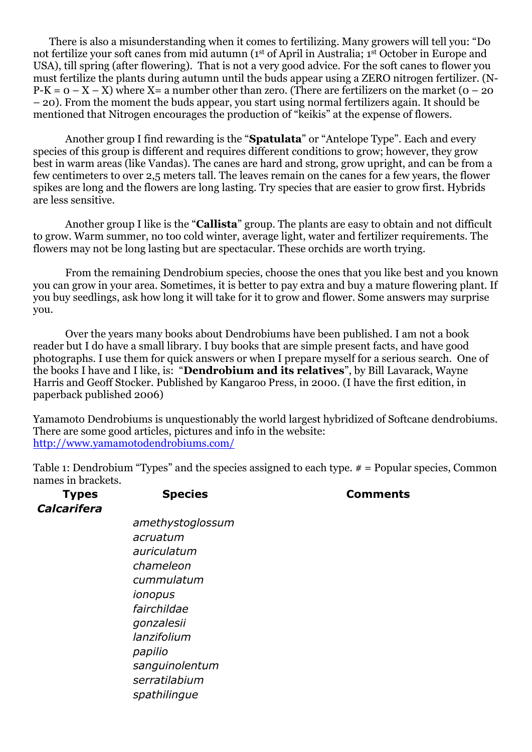There is also a misunderstanding when it comes to fertilizing. Many growers will tell you: "Do not fertilize your soft canes from mid autumn (1st of April in Australia; 1st October in Europe and USA), till spring (after flowering). That is not a very good advice. For the soft canes to flower you must fertilize the plants during autumn until the buds appear using a ZERO nitrogen fertilizer. (N-P-K = 0 – X – X) where X= a number other than zero. (There are fertilizers on the market (0 – 20 – 20). From the moment the buds appear, you start using normal fertilizers again. It should be mentioned that Nitrogen encourages the production of "keikis" at the expense of flowers.

Another group I find rewarding is the "**Spatulata**" or "Antelope Type". Each and every species of this group is different and requires different conditions to grow; however, they grow best in warm areas (like Vandas). The canes are hard and strong, grow upright, and can be from a few centimeters to over 2,5 meters tall. The leaves remain on the canes for a few years, the flower spikes are long and the flowers are long lasting. Try species that are easier to grow first. Hybrids are less sensitive.

Another group I like is the "**Callista**" group. The plants are easy to obtain and not difficult to grow. Warm summer, no too cold winter, average light, water and fertilizer requirements. The flowers may not be long lasting but are spectacular. These orchids are worth trying.

From the remaining Dendrobium species, choose the ones that you like best and you known you can grow in your area. Sometimes, it is better to pay extra and buy a mature flowering plant. If you buy seedlings, ask how long it will take for it to grow and flower. Some answers may surprise you.

Over the years many books about Dendrobiums have been published. I am not a book reader but I do have a small library. I buy books that are simple present facts, and have good photographs. I use them for quick answers or when I prepare myself for a serious search. One of the books I have and I like, is: "**Dendrobium and its relatives**", by Bill Lavarack, Wayne Harris and Geoff Stocker. Published by Kangaroo Press, in 2000. (I have the first edition, in paperback published 2006)

Yamamoto Dendrobiums is unquestionably the world largest hybridized of Softcane dendrobiums. There are some good articles, pictures and info in the website: [http://www.yamamotodendrobiums.com/](http://www.yamamotodendrobiums.com/)

Table 1: Dendrobium "Types" and the species assigned to each type. # = Popular species, Common names in brackets.

| Types | Species | Comments |
|---|---|---|
| ***Calcarifera*** | | |
| | *amethystoglossum* | |
| | *acruatum* | |
| | *auriculatum* | |
| | *chameleon* | |
| | *cummulatum* | |
| | *ionopus* | |
| | *fairchildae* | |
| | *gonzalesii* | |
| | *lanzifolium* | |
| | *papilio* | |
| | *sanguinolentum* | |
| | *serratilabium* | |
| | *spathilingue* | |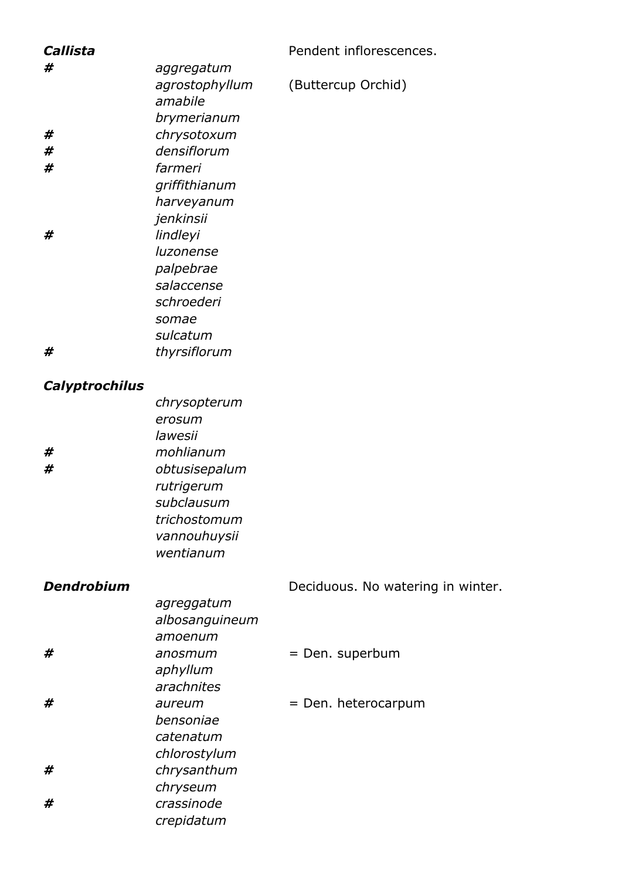| | | |
|---|---|---|
| ***Callista*** | | Pendent inflorescences. |
| # | *aggregatum* | |
| | *agrostophyllum* | (Buttercup Orchid) |
| | *amabile* | |
| | *brymerianum* | |
| # | *chrysotoxum* | |
| # | *densiflorum* | |
| # | *farmeri* | |
| | *griffithianum* | |
| | *harveyanum* | |
| | *jenkinsii* | |
| # | *lindleyi* | |
| | *luzonense* | |
| | *palpebrae* | |
| | *salaccense* | |
| | *schroederi* | |
| | *somae* | |
| | *sulcatum* | |
| # | *thyrsiflorum* | |

| | | |
|---|---|---|
| ***Calyptrochilus*** | | |
| | *chrysopterum* | |
| | *erosum* | |
| | *lawesii* | |
| # | *mohlianum* | |
| # | *obtusisepalum* | |
| | *rutrigerum* | |
| | *subclausum* | |
| | *trichostomum* | |
| | *vannouhuysii* | |
| | *wentianum* | |

| | | |
|---|---|---|
| ***Dendrobium*** | | Deciduous. No watering in winter. |
| | *agreggatum* | |
| | *albosanguineum* | |
| | *amoenum* | |
| # | *anosmum* | = Den. superbum |
| | *aphyllum* | |
| | *arachnites* | |
| # | *aureum* | = Den. heterocarpum |
| | *bensoniae* | |
| | *catenatum* | |
| | *chlorostylum* | |
| # | *chrysanthum* | |
| | *chryseum* | |
| # | *crassinode* | |
| | *crepidatum* | |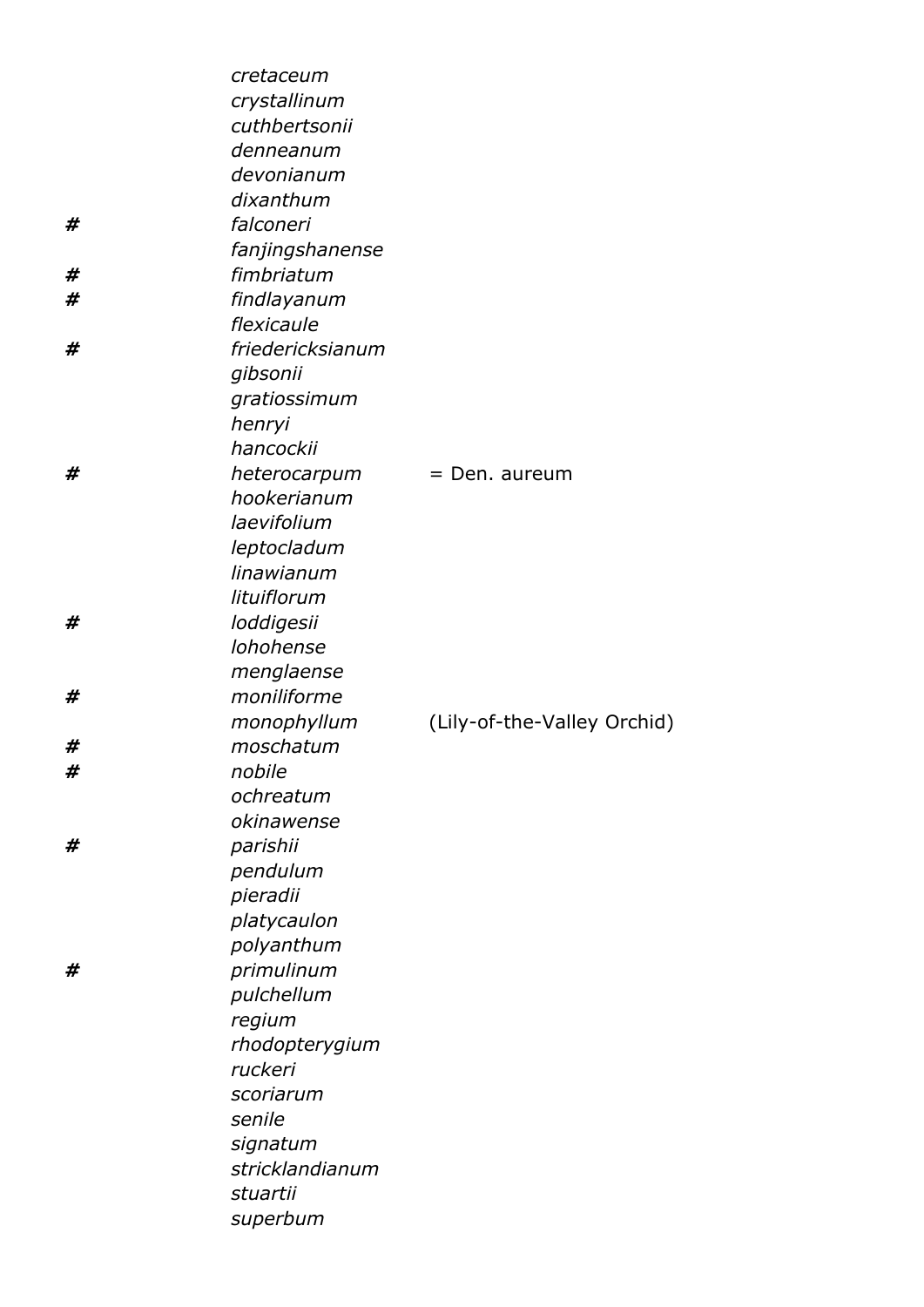| | | |
|---|---|---|
| | *cretaceum* | |
| | *crystallinum* | |
| | *cuthbertsonii* | |
| | *denneanum* | |
| | *devonianum* | |
| | *dixanthum* | |
| # | *falconeri* | |
| | *fanjingshanense* | |
| # | *fimbriatum* | |
| # | *findlayanum* | |
| | *flexicaule* | |
| # | *friedericksianum* | |
| | *gibsonii* | |
| | *gratiossimum* | |
| | *henryi* | |
| | *hancockii* | |
| # | *heterocarpum* | = Den. aureum |
| | *hookerianum* | |
| | *laevifolium* | |
| | *leptocladum* | |
| | *linawianum* | |
| | *lituiflorum* | |
| # | *loddigesii* | |
| | *lohohense* | |
| | *menglaense* | |
| # | *moniliforme* | |
| | *monophyllum* | (Lily-of-the-Valley Orchid) |
| # | *moschatum* | |
| # | *nobile* | |
| | *ochreatum* | |
| | *okinawense* | |
| # | *parishii* | |
| | *pendulum* | |
| | *pieradii* | |
| | *platycaulon* | |
| | *polyanthum* | |
| # | *primulinum* | |
| | *pulchellum* | |
| | *regium* | |
| | *rhodopterygium* | |
| | *ruckeri* | |
| | *scoriarum* | |
| | *senile* | |
| | *signatum* | |
| | *stricklandianum* | |
| | *stuartii* | |
| | *superbum* | |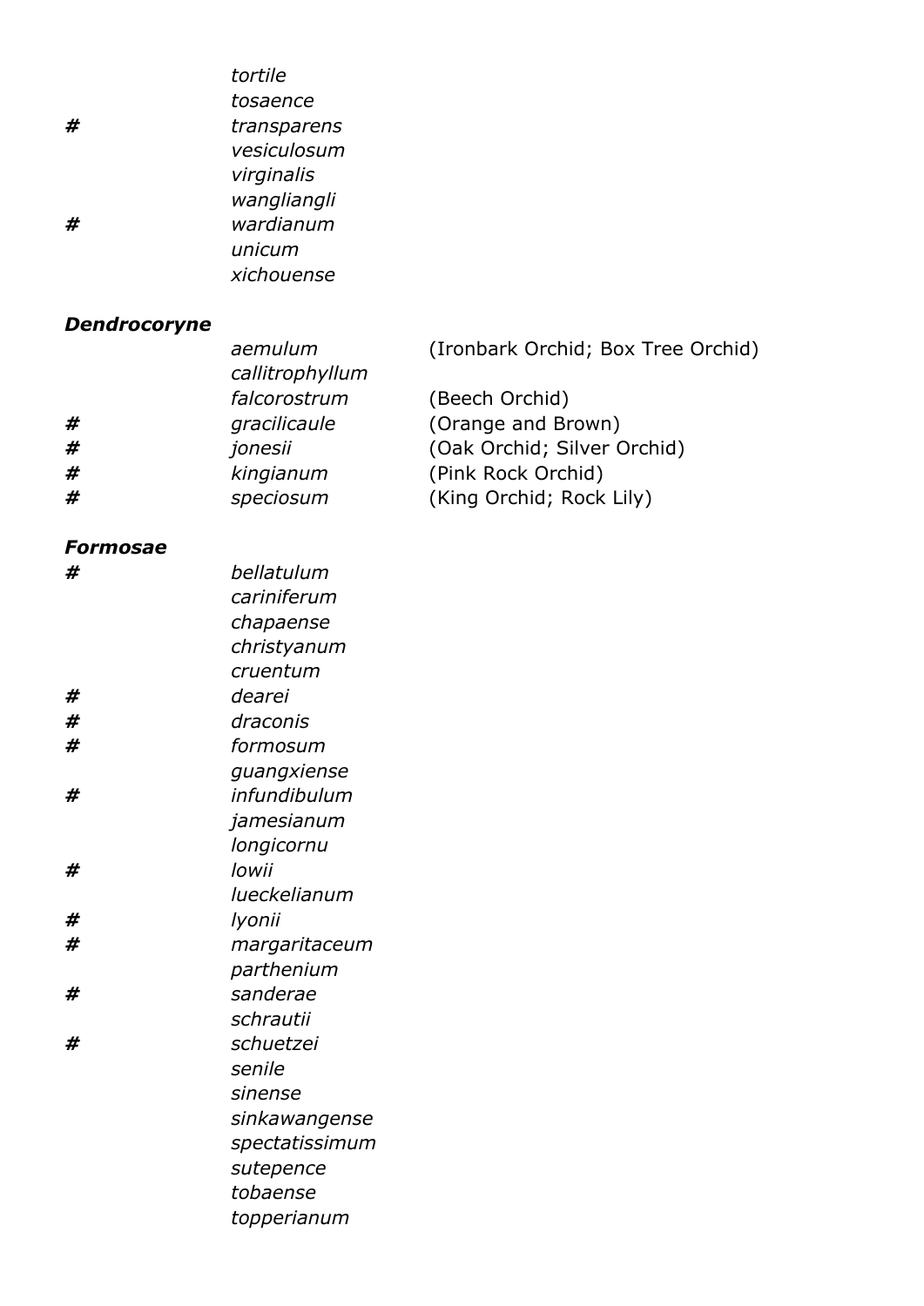| | | |
|---|---|---|
| | *tortile* | |
| | *tosaence* | |
| # | *transparens* | |
| | *vesiculosum* | |
| | *virginalis* | |
| | *wangliangli* | |
| # | *wardianum* | |
| | *unicum* | |
| | *xichouense* | |

***Dendrocoryne***

| | | |
|---|---|---|
| | *aemulum* | (Ironbark Orchid; Box Tree Orchid) |
| | *callitrophyllum* | |
| | *falcorostrum* | (Beech Orchid) |
| # | *gracilicaule* | (Orange and Brown) |
| # | *jonesii* | (Oak Orchid; Silver Orchid) |
| # | *kingianum* | (Pink Rock Orchid) |
| # | *speciosum* | (King Orchid; Rock Lily) |

***Formosae***

| | |
|---|---|
| # | *bellatulum* |
| | *cariniferum* |
| | *chapaense* |
| | *christyanum* |
| | *cruentum* |
| # | *dearei* |
| # | *draconis* |
| # | *formosum* |
| | *guangxiense* |
| # | *infundibulum* |
| | *jamesianum* |
| | *longicornu* |
| # | *lowii* |
| | *lueckelianum* |
| # | *lyonii* |
| # | *margaritaceum* |
| | *parthenium* |
| # | *sanderae* |
| | *schrautii* |
| # | *schuetzei* |
| | *senile* |
| | *sinense* |
| | *sinkawangense* |
| | *spectatissimum* |
| | *sutepence* |
| | *tobaense* |
| | *topperianum* |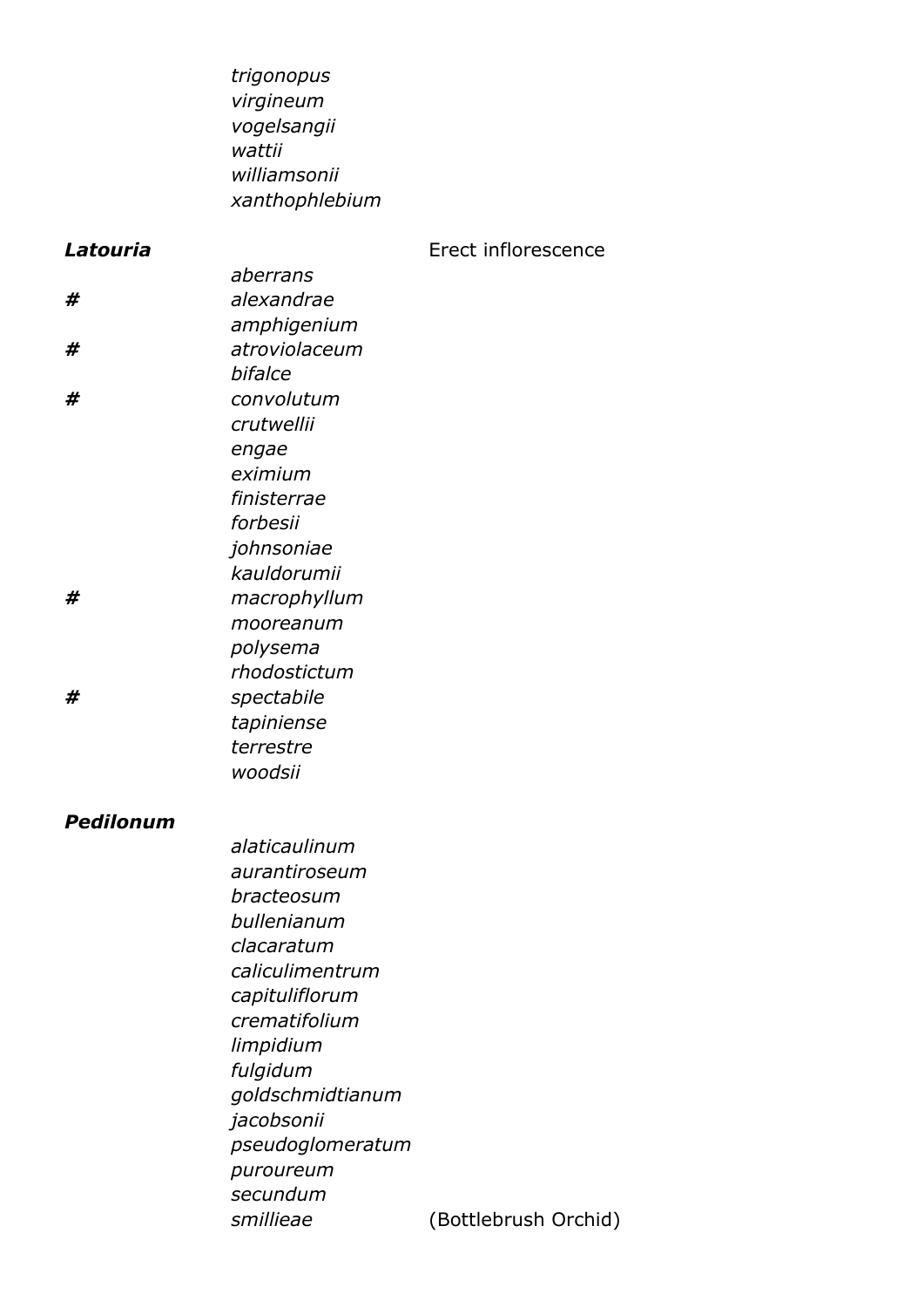*trigonopus*
*virgineum*
*vogelsangii*
*wattii*
*williamsonii*
*xanthophlebium*

| | | |
|---|---|---|
| ***Latouria*** | | Erect inflorescence |
| | *aberrans* | |
| **#** | *alexandrae* | |
| | *amphigenium* | |
| **#** | *atroviolaceum* | |
| | *bifalce* | |
| **#** | *convolutum* | |
| | *crutwellii* | |
| | *engae* | |
| | *eximium* | |
| | *finisterrae* | |
| | *forbesii* | |
| | *johnsoniae* | |
| | *kauldorumii* | |
| **#** | *macrophyllum* | |
| | *mooreanum* | |
| | *polysema* | |
| | *rhodostictum* | |
| **#** | *spectabile* | |
| | *tapiniense* | |
| | *terrestre* | |
| | *woodsii* | |

| | | |
|---|---|---|
| ***Pedilonum*** | | |
| | *alaticaulinum* | |
| | *aurantiroseum* | |
| | *bracteosum* | |
| | *bullenianum* | |
| | *clacaratum* | |
| | *caliculimentrum* | |
| | *capituliflorum* | |
| | *crematifolium* | |
| | *limpidium* | |
| | *fulgidum* | |
| | *goldschmidtianum* | |
| | *jacobsonii* | |
| | *pseudoglomeratum* | |
| | *puroureum* | |
| | *secundum* | |
| | *smillieae* | (Bottlebrush Orchid) |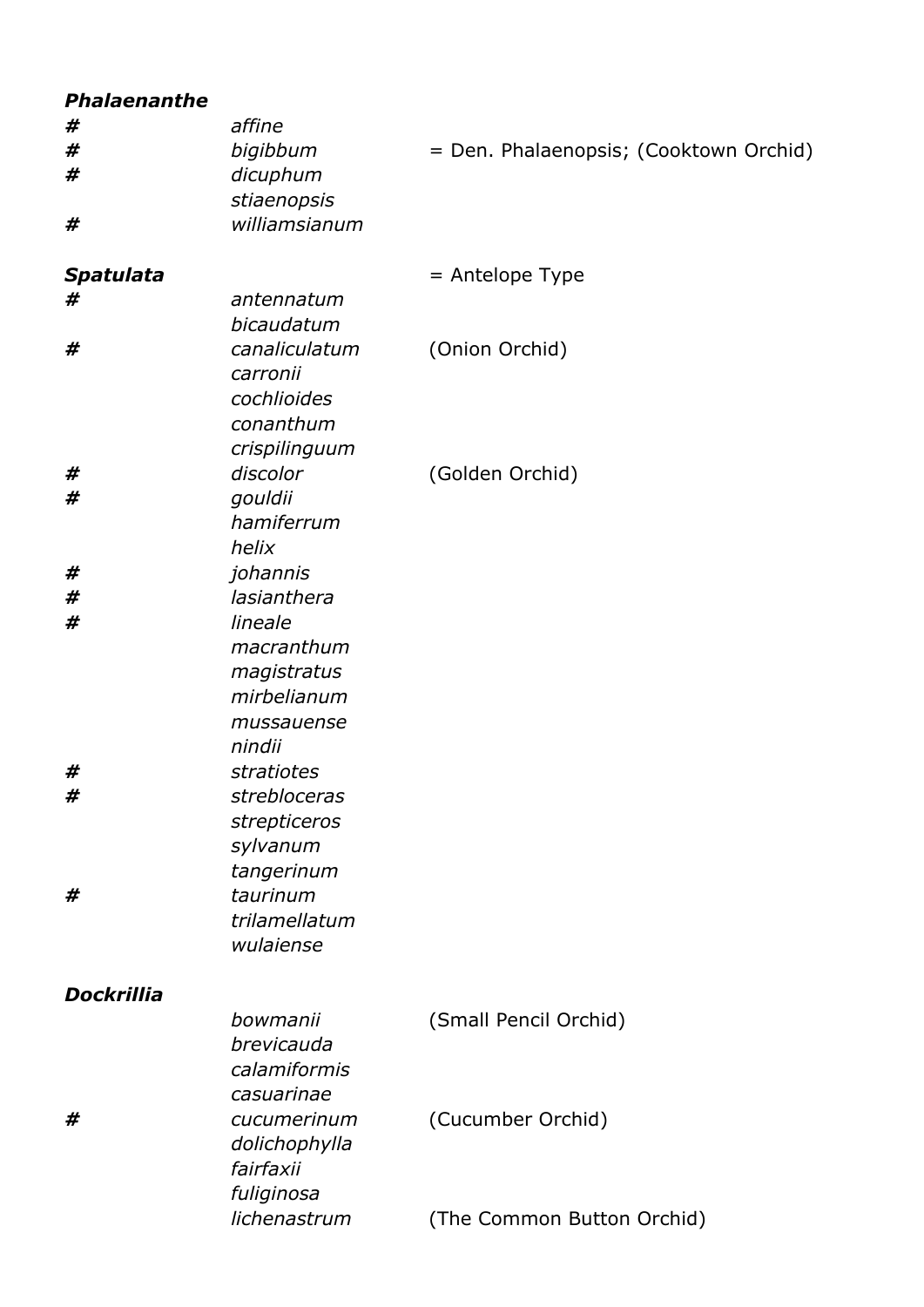***Phalaenanthe***

| | | |
|---|---|---|
| # | *affine* | |
| # | *bigibbum* | = Den. Phalaenopsis; (Cooktown Orchid) |
| # | *dicuphum* | |
| | *stiaenopsis* | |
| # | *williamsianum* | |

***Spatulata*** = Antelope Type

| | | |
|---|---|---|
| # | *antennatum* | |
| | *bicaudatum* | |
| # | *canaliculatum* | (Onion Orchid) |
| | *carronii* | |
| | *cochlioides* | |
| | *conanthum* | |
| | *crispilinguum* | |
| # | *discolor* | (Golden Orchid) |
| # | *gouldii* | |
| | *hamiferrum* | |
| | *helix* | |
| # | *johannis* | |
| # | *lasianthera* | |
| # | *lineale* | |
| | *macranthum* | |
| | *magistratus* | |
| | *mirbelianum* | |
| | *mussauense* | |
| | *nindii* | |
| # | *stratiotes* | |
| # | *strebloceras* | |
| | *strepticeros* | |
| | *sylvanum* | |
| | *tangerinum* | |
| # | *taurinum* | |
| | *trilamellatum* | |
| | *wulaiense* | |

***Dockrillia***

| | | |
|---|---|---|
| | *bowmanii* | (Small Pencil Orchid) |
| | *brevicauda* | |
| | *calamiformis* | |
| | *casuarinae* | |
| # | *cucumerinum* | (Cucumber Orchid) |
| | *dolichophylla* | |
| | *fairfaxii* | |
| | *fuliginosa* | |
| | *lichenastrum* | (The Common Button Orchid) |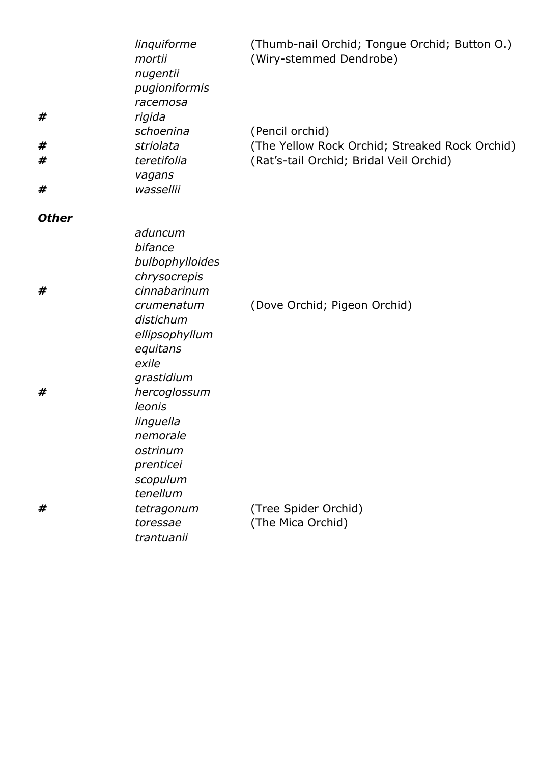| | | |
|---|---|---|
| | *linquiforme* | (Thumb-nail Orchid; Tongue Orchid; Button O.) |
| | *mortii* | (Wiry-stemmed Dendrobe) |
| | *nugentii* | |
| | *pugioniformis* | |
| | *racemosa* | |
| # | *rigida* | |
| | *schoenina* | (Pencil orchid) |
| # | *striolata* | (The Yellow Rock Orchid; Streaked Rock Orchid) |
| # | *teretifolia* | (Rat's-tail Orchid; Bridal Veil Orchid) |
| | *vagans* | |
| # | *wassellii* | |

***Other***

| | | |
|---|---|---|
| | *aduncum* | |
| | *bifance* | |
| | *bulbophylloides* | |
| | *chrysocrepis* | |
| # | *cinnabarinum* | |
| | *crumenatum* | (Dove Orchid; Pigeon Orchid) |
| | *distichum* | |
| | *ellipsophyllum* | |
| | *equitans* | |
| | *exile* | |
| | *grastidium* | |
| # | *hercoglossum* | |
| | *leonis* | |
| | *linguella* | |
| | *nemorale* | |
| | *ostrinum* | |
| | *prenticei* | |
| | *scopulum* | |
| | *tenellum* | |
| # | *tetragonum* | (Tree Spider Orchid) |
| | *toressae* | (The Mica Orchid) |
| | *trantuanii* | |